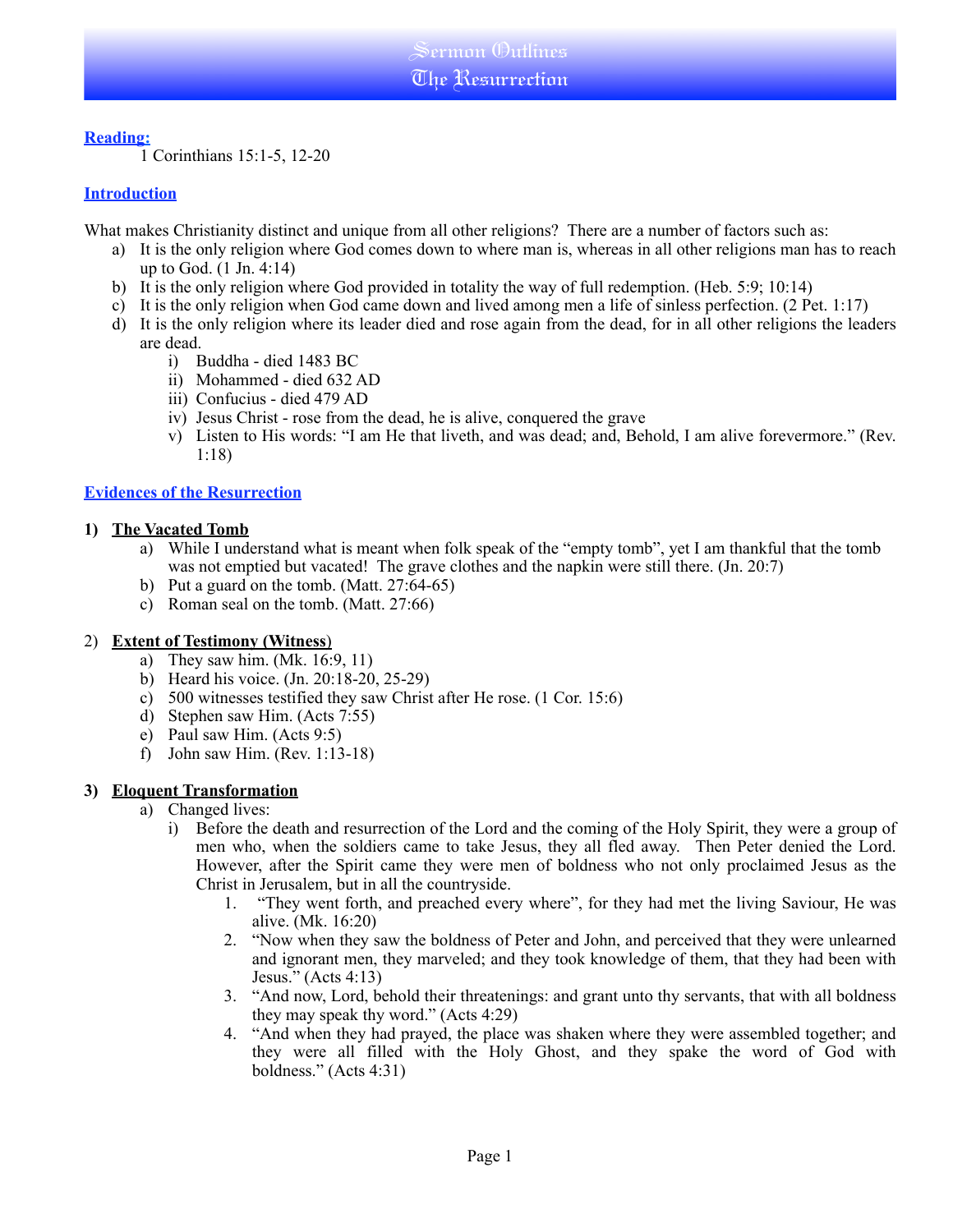# Sermon Outlines
# The Resurrection

**Reading:**

1 Corinthians 15:1-5, 12-20

**Introduction**

What makes Christianity distinct and unique from all other religions? There are a number of factors such as:

a) It is the only religion where God comes down to where man is, whereas in all other religions man has to reach up to God. (1 Jn. 4:14)
b) It is the only religion where God provided in totality the way of full redemption. (Heb. 5:9; 10:14)
c) It is the only religion when God came down and lived among men a life of sinless perfection. (2 Pet. 1:17)
d) It is the only religion where its leader died and rose again from the dead, for in all other religions the leaders are dead.
    i) Buddha - died 1483 BC
    ii) Mohammed - died 632 AD
    iii) Confucius - died 479 AD
    iv) Jesus Christ - rose from the dead, he is alive, conquered the grave
    v) Listen to His words: "I am He that liveth, and was dead; and, Behold, I am alive forevermore." (Rev. 1:18)

**Evidences of the Resurrection**

**1) The Vacated Tomb**

a) While I understand what is meant when folk speak of the "empty tomb", yet I am thankful that the tomb was not emptied but vacated! The grave clothes and the napkin were still there. (Jn. 20:7)
b) Put a guard on the tomb. (Matt. 27:64-65)
c) Roman seal on the tomb. (Matt. 27:66)

**2) Extent of Testimony (Witness)**

a) They saw him. (Mk. 16:9, 11)
b) Heard his voice. (Jn. 20:18-20, 25-29)
c) 500 witnesses testified they saw Christ after He rose. (1 Cor. 15:6)
d) Stephen saw Him. (Acts 7:55)
e) Paul saw Him. (Acts 9:5)
f) John saw Him. (Rev. 1:13-18)

**3) Eloquent Transformation**

a) Changed lives:
    i) Before the death and resurrection of the Lord and the coming of the Holy Spirit, they were a group of men who, when the soldiers came to take Jesus, they all fled away. Then Peter denied the Lord. However, after the Spirit came they were men of boldness who not only proclaimed Jesus as the Christ in Jerusalem, but in all the countryside.
        1. "They went forth, and preached every where", for they had met the living Saviour, He was alive. (Mk. 16:20)
        2. "Now when they saw the boldness of Peter and John, and perceived that they were unlearned and ignorant men, they marveled; and they took knowledge of them, that they had been with Jesus." (Acts 4:13)
        3. "And now, Lord, behold their threatenings: and grant unto thy servants, that with all boldness they may speak thy word." (Acts 4:29)
        4. "And when they had prayed, the place was shaken where they were assembled together; and they were all filled with the Holy Ghost, and they spake the word of God with boldness." (Acts 4:31)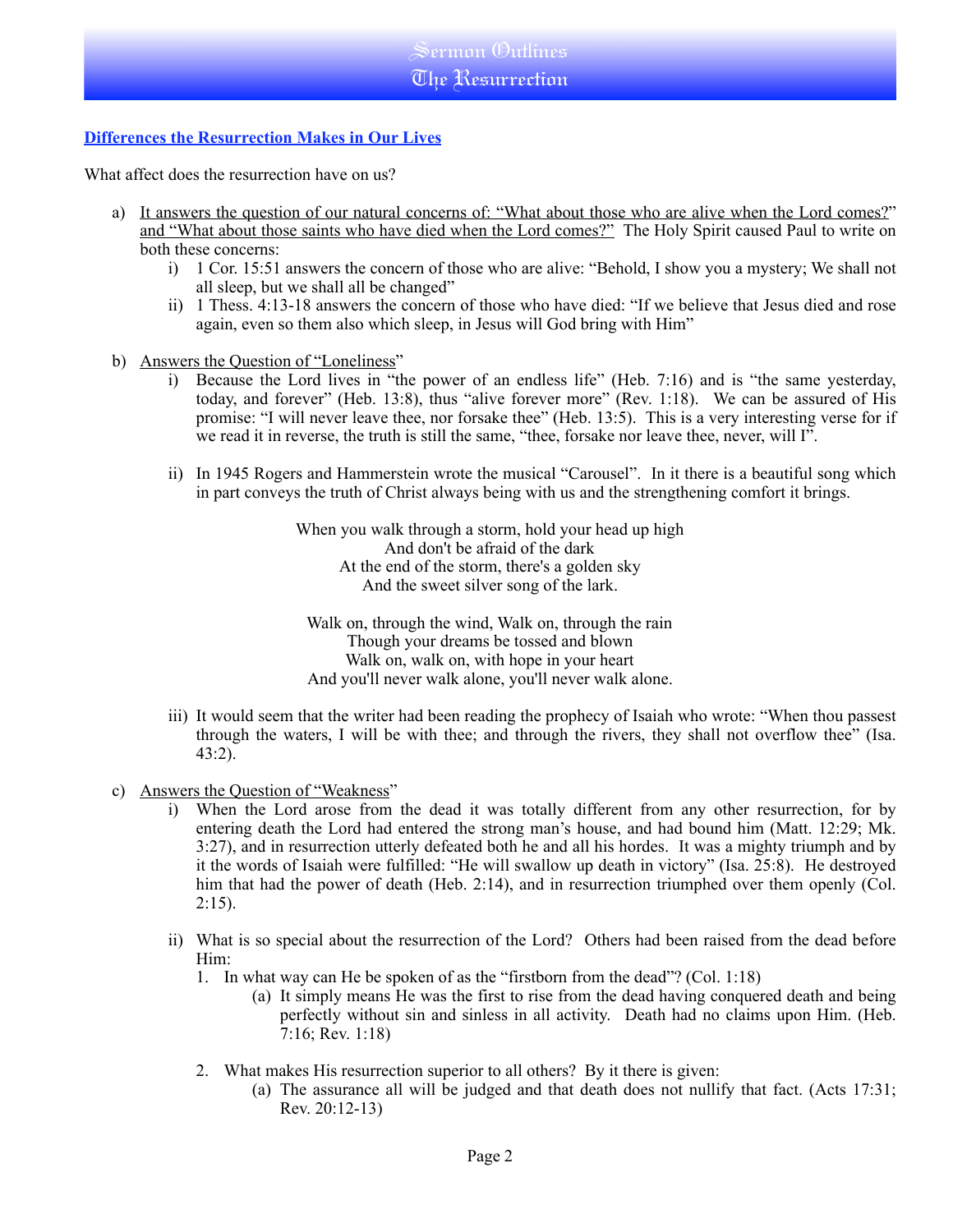## Differences the Resurrection Makes in Our Lives

What affect does the resurrection have on us?

a) <u>It answers the question of our natural concerns of: "What about those who are alive when the Lord comes?" and "What about those saints who have died when the Lord comes?"</u> The Holy Spirit caused Paul to write on both these concerns:
   i) 1 Cor. 15:51 answers the concern of those who are alive: "Behold, I show you a mystery; We shall not all sleep, but we shall all be changed"
   ii) 1 Thess. 4:13-18 answers the concern of those who have died: "If we believe that Jesus died and rose again, even so them also which sleep, in Jesus will God bring with Him"

b) <u>Answers the Question of "Loneliness</u>"
   i) Because the Lord lives in "the power of an endless life" (Heb. 7:16) and is "the same yesterday, today, and forever" (Heb. 13:8), thus "alive forever more" (Rev. 1:18). We can be assured of His promise: "I will never leave thee, nor forsake thee" (Heb. 13:5). This is a very interesting verse for if we read it in reverse, the truth is still the same, "thee, forsake nor leave thee, never, will I".

   ii) In 1945 Rogers and Hammerstein wrote the musical "Carousel". In it there is a beautiful song which in part conveys the truth of Christ always being with us and the strengthening comfort it brings.

      When you walk through a storm, hold your head up high  
      And don't be afraid of the dark  
      At the end of the storm, there's a golden sky  
      And the sweet silver song of the lark.

      Walk on, through the wind, Walk on, through the rain  
      Though your dreams be tossed and blown  
      Walk on, walk on, with hope in your heart  
      And you'll never walk alone, you'll never walk alone.

   iii) It would seem that the writer had been reading the prophecy of Isaiah who wrote: "When thou passest through the waters, I will be with thee; and through the rivers, they shall not overflow thee" (Isa. 43:2).

c) <u>Answers the Question of "Weakness</u>"
   i) When the Lord arose from the dead it was totally different from any other resurrection, for by entering death the Lord had entered the strong man's house, and had bound him (Matt. 12:29; Mk. 3:27), and in resurrection utterly defeated both he and all his hordes. It was a mighty triumph and by it the words of Isaiah were fulfilled: "He will swallow up death in victory" (Isa. 25:8). He destroyed him that had the power of death (Heb. 2:14), and in resurrection triumphed over them openly (Col. 2:15).

   ii) What is so special about the resurrection of the Lord? Others had been raised from the dead before Him:
      1. In what way can He be spoken of as the "firstborn from the dead"? (Col. 1:18)
         (a) It simply means He was the first to rise from the dead having conquered death and being perfectly without sin and sinless in all activity. Death had no claims upon Him. (Heb. 7:16; Rev. 1:18)

      2. What makes His resurrection superior to all others? By it there is given:
         (a) The assurance all will be judged and that death does not nullify that fact. (Acts 17:31; Rev. 20:12-13)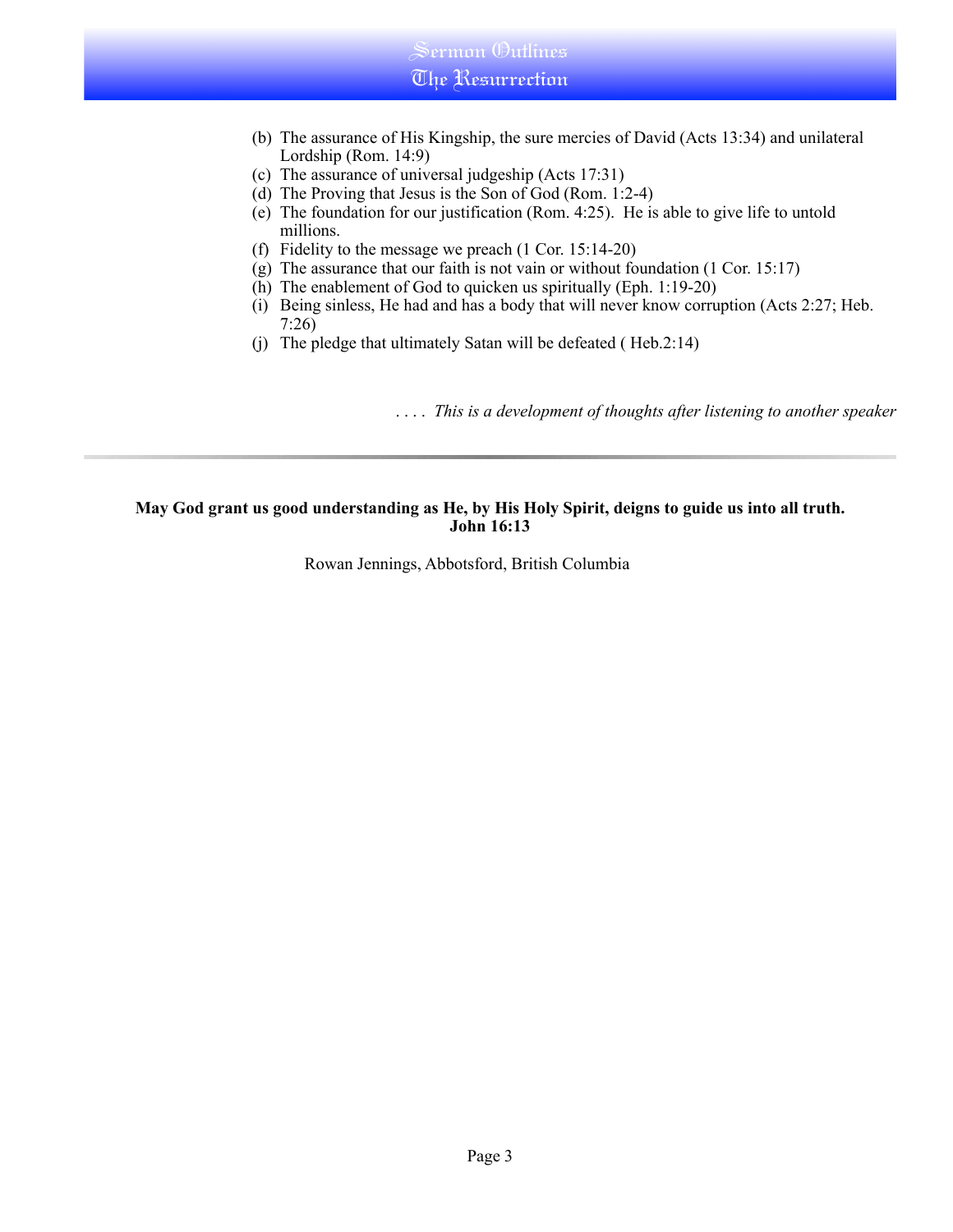(b) The assurance of His Kingship, the sure mercies of David (Acts 13:34) and unilateral Lordship (Rom. 14:9)
(c) The assurance of universal judgeship (Acts 17:31)
(d) The Proving that Jesus is the Son of God (Rom. 1:2-4)
(e) The foundation for our justification (Rom. 4:25). He is able to give life to untold millions.
(f) Fidelity to the message we preach (1 Cor. 15:14-20)
(g) The assurance that our faith is not vain or without foundation (1 Cor. 15:17)
(h) The enablement of God to quicken us spiritually (Eph. 1:19-20)
(i) Being sinless, He had and has a body that will never know corruption (Acts 2:27; Heb. 7:26)
(j) The pledge that ultimately Satan will be defeated ( Heb.2:14)

. . . . *This is a development of thoughts after listening to another speaker*

---

**May God grant us good understanding as He, by His Holy Spirit, deigns to guide us into all truth. John 16:13**

Rowan Jennings, Abbotsford, British Columbia